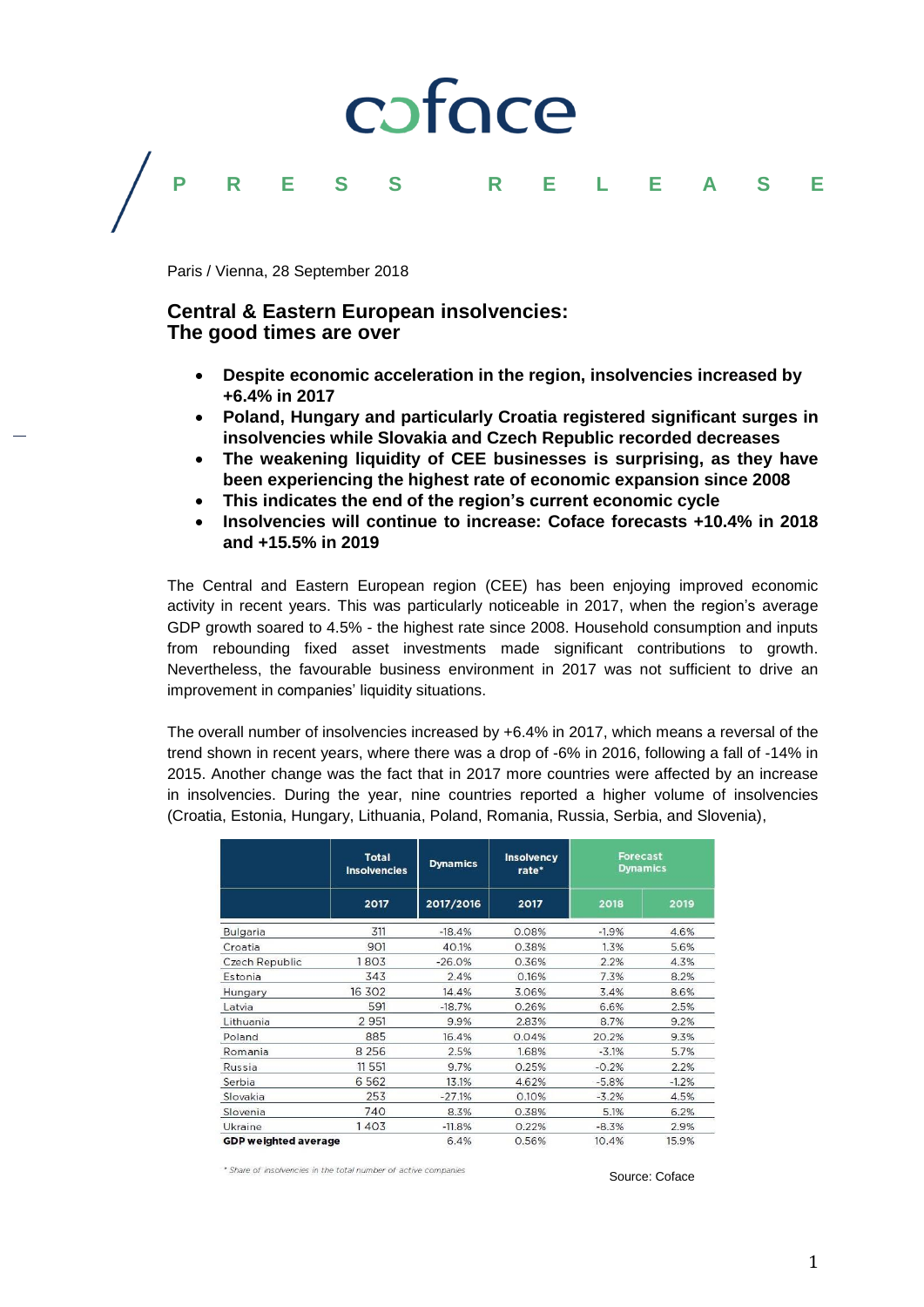coface

P R E S S   R E L E A S E

Paris / Vienna, 28 September 2018

# Central & Eastern European insolvencies: The good times are over

- **Despite economic acceleration in the region, insolvencies increased by +6.4% in 2017**
- **Poland, Hungary and particularly Croatia registered significant surges in insolvencies while Slovakia and Czech Republic recorded decreases**
- **The weakening liquidity of CEE businesses is surprising, as they have been experiencing the highest rate of economic expansion since 2008**
- **This indicates the end of the region's current economic cycle**
- **Insolvencies will continue to increase: Coface forecasts +10.4% in 2018 and +15.5% in 2019**

The Central and Eastern European region (CEE) has been enjoying improved economic activity in recent years. This was particularly noticeable in 2017, when the region's average GDP growth soared to 4.5% - the highest rate since 2008. Household consumption and inputs from rebounding fixed asset investments made significant contributions to growth. Nevertheless, the favourable business environment in 2017 was not sufficient to drive an improvement in companies' liquidity situations.

The overall number of insolvencies increased by +6.4% in 2017, which means a reversal of the trend shown in recent years, where there was a drop of -6% in 2016, following a fall of -14% in 2015. Another change was the fact that in 2017 more countries were affected by an increase in insolvencies. During the year, nine countries reported a higher volume of insolvencies (Croatia, Estonia, Hungary, Lithuania, Poland, Romania, Russia, Serbia, and Slovenia),

| | Total Insolvencies | Dynamics | Insolvency rate* | Forecast Dynamics | |
|---|---|---|---|---|---|
| | 2017 | 2017/2016 | 2017 | 2018 | 2019 |
| Bulgaria | 311 | -18.4% | 0.08% | -1.9% | 4.6% |
| Croatia | 901 | 40.1% | 0.38% | 1.3% | 5.6% |
| Czech Republic | 1 803 | -26.0% | 0.36% | 2.2% | 4.3% |
| Estonia | 343 | 2.4% | 0.16% | 7.3% | 8.2% |
| Hungary | 16 302 | 14.4% | 3.06% | 3.4% | 8.6% |
| Latvia | 591 | -18.7% | 0.26% | 6.6% | 2.5% |
| Lithuania | 2 951 | 9.9% | 2.83% | 8.7% | 9.2% |
| Poland | 885 | 16.4% | 0.04% | 20.2% | 9.3% |
| Romania | 8 256 | 2.5% | 1.68% | -3.1% | 5.7% |
| Russia | 11 551 | 9.7% | 0.25% | -0.2% | 2.2% |
| Serbia | 6 562 | 13.1% | 4.62% | -5.8% | -1.2% |
| Slovakia | 253 | -27.1% | 0.10% | -3.2% | 4.5% |
| Slovenia | 740 | 8.3% | 0.38% | 5.1% | 6.2% |
| Ukraine | 1 403 | -11.8% | 0.22% | -8.3% | 2.9% |
| **GDP weighted average** | | 6.4% | 0.56% | 10.4% | 15.9% |

*\* Share of insolvencies in the total number of active companies*

Source: Coface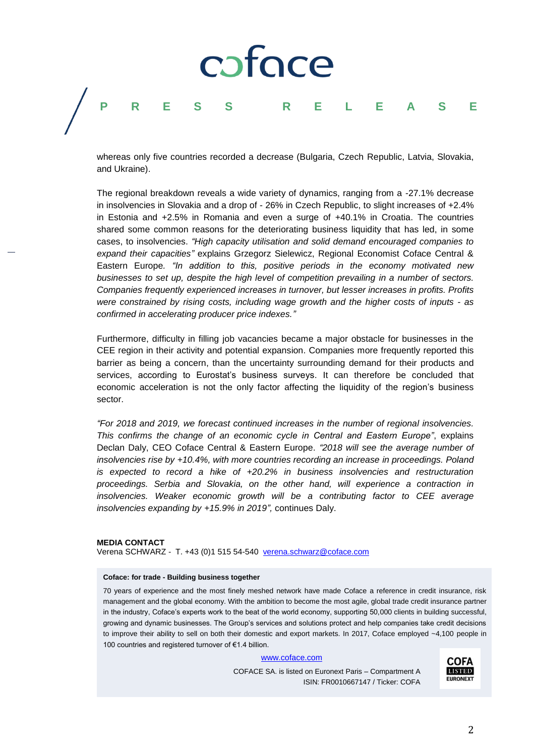whereas only five countries recorded a decrease (Bulgaria, Czech Republic, Latvia, Slovakia, and Ukraine).

The regional breakdown reveals a wide variety of dynamics, ranging from a -27.1% decrease in insolvencies in Slovakia and a drop of - 26% in Czech Republic, to slight increases of +2.4% in Estonia and +2.5% in Romania and even a surge of +40.1% in Croatia. The countries shared some common reasons for the deteriorating business liquidity that has led, in some cases, to insolvencies. *"High capacity utilisation and solid demand encouraged companies to expand their capacities"* explains Grzegorz Sielewicz, Regional Economist Coface Central & Eastern Europe. *"In addition to this, positive periods in the economy motivated new businesses to set up, despite the high level of competition prevailing in a number of sectors. Companies frequently experienced increases in turnover, but lesser increases in profits. Profits were constrained by rising costs, including wage growth and the higher costs of inputs - as confirmed in accelerating producer price indexes."*

Furthermore, difficulty in filling job vacancies became a major obstacle for businesses in the CEE region in their activity and potential expansion. Companies more frequently reported this barrier as being a concern, than the uncertainty surrounding demand for their products and services, according to Eurostat's business surveys. It can therefore be concluded that economic acceleration is not the only factor affecting the liquidity of the region's business sector.

*"For 2018 and 2019, we forecast continued increases in the number of regional insolvencies. This confirms the change of an economic cycle in Central and Eastern Europe"*, explains Declan Daly, CEO Coface Central & Eastern Europe. *"2018 will see the average number of insolvencies rise by +10.4%, with more countries recording an increase in proceedings. Poland is expected to record a hike of +20.2% in business insolvencies and restructuration proceedings. Serbia and Slovakia, on the other hand, will experience a contraction in insolvencies. Weaker economic growth will be a contributing factor to CEE average insolvencies expanding by +15.9% in 2019"*, continues Daly.

**MEDIA CONTACT**
Verena SCHWARZ - T. +43 (0)1 515 54-540 [verena.schwarz@coface.com](mailto:verena.schwarz@coface.com)

**Coface: for trade - Building business together**

70 years of experience and the most finely meshed network have made Coface a reference in credit insurance, risk management and the global economy. With the ambition to become the most agile, global trade credit insurance partner in the industry, Coface's experts work to the beat of the world economy, supporting 50,000 clients in building successful, growing and dynamic businesses. The Group's services and solutions protect and help companies take credit decisions to improve their ability to sell on both their domestic and export markets. In 2017, Coface employed ~4,100 people in 100 countries and registered turnover of €1.4 billion.

[www.coface.com](http://www.coface.com)

COFACE SA. is listed on Euronext Paris – Compartment A
ISIN: FR0010667147 / Ticker: COFA

COFA LISTED EURONEXT